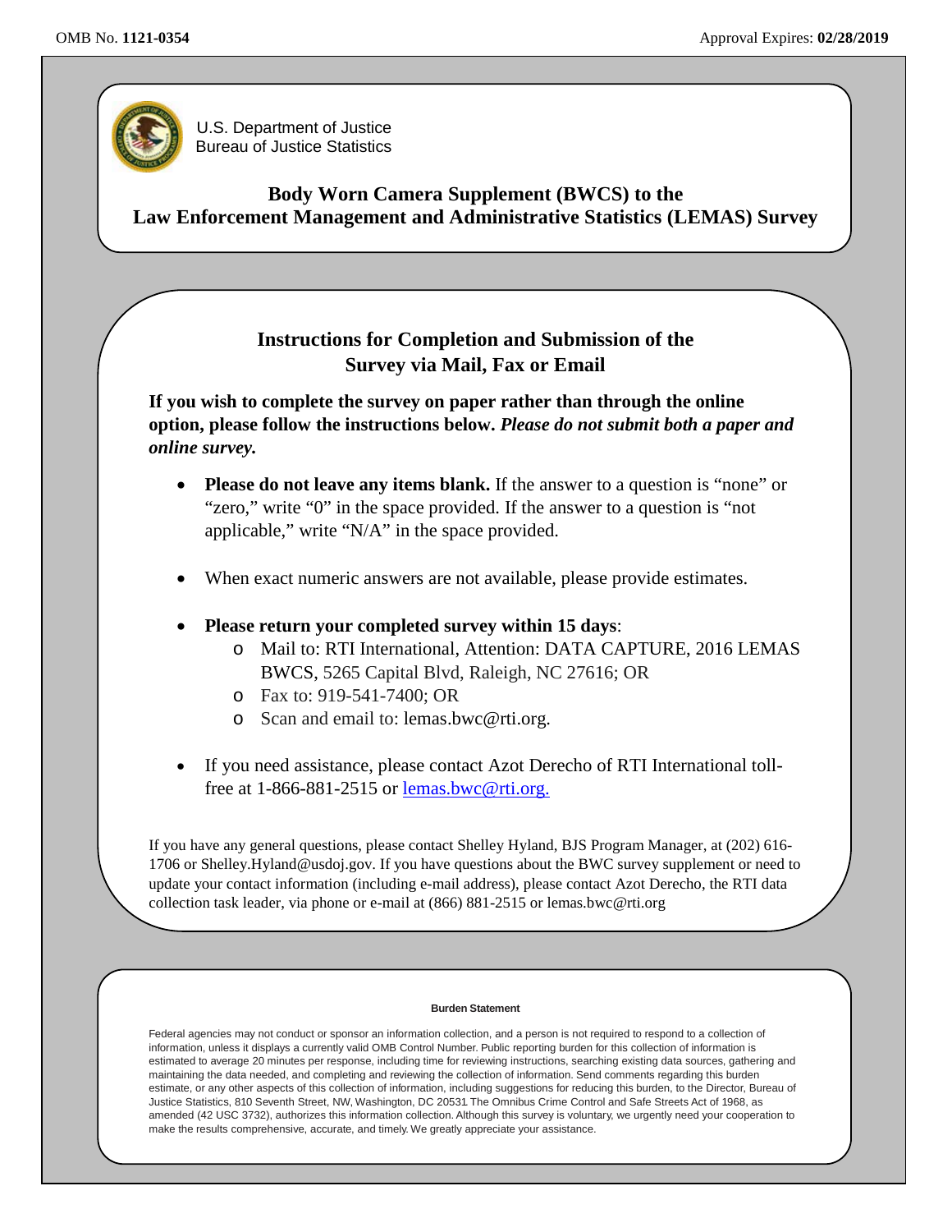OMB No. **1121-0354**

Approval Expires: **02/28/2019**

U.S. Department of Justice
Bureau of Justice Statistics

# Body Worn Camera Supplement (BWCS) to the Law Enforcement Management and Administrative Statistics (LEMAS) Survey

## Instructions for Completion and Submission of the Survey via Mail, Fax or Email

**If you wish to complete the survey on paper rather than through the online option, please follow the instructions below.** ***Please do not submit both a paper and online survey.***

- **Please do not leave any items blank.** If the answer to a question is "none" or "zero," write "0" in the space provided. If the answer to a question is "not applicable," write "N/A" in the space provided.
- When exact numeric answers are not available, please provide estimates.
- **Please return your completed survey within 15 days**:
  - Mail to: RTI International, Attention: DATA CAPTURE, 2016 LEMAS BWCS, 5265 Capital Blvd, Raleigh, NC 27616; OR
  - Fax to: 919-541-7400; OR
  - Scan and email to: lemas.bwc@rti.org.
- If you need assistance, please contact Azot Derecho of RTI International toll-free at 1-866-881-2515 or lemas.bwc@rti.org.

If you have any general questions, please contact Shelley Hyland, BJS Program Manager, at (202) 616-1706 or Shelley.Hyland@usdoj.gov. If you have questions about the BWC survey supplement or need to update your contact information (including e-mail address), please contact Azot Derecho, the RTI data collection task leader, via phone or e-mail at (866) 881-2515 or lemas.bwc@rti.org

**Burden Statement**

Federal agencies may not conduct or sponsor an information collection, and a person is not required to respond to a collection of information, unless it displays a currently valid OMB Control Number. Public reporting burden for this collection of information is estimated to average 20 minutes per response, including time for reviewing instructions, searching existing data sources, gathering and maintaining the data needed, and completing and reviewing the collection of information. Send comments regarding this burden estimate, or any other aspects of this collection of information, including suggestions for reducing this burden, to the Director, Bureau of Justice Statistics, 810 Seventh Street, NW, Washington, DC 20531 The Omnibus Crime Control and Safe Streets Act of 1968, as amended (42 USC 3732), authorizes this information collection. Although this survey is voluntary, we urgently need your cooperation to make the results comprehensive, accurate, and timely. We greatly appreciate your assistance.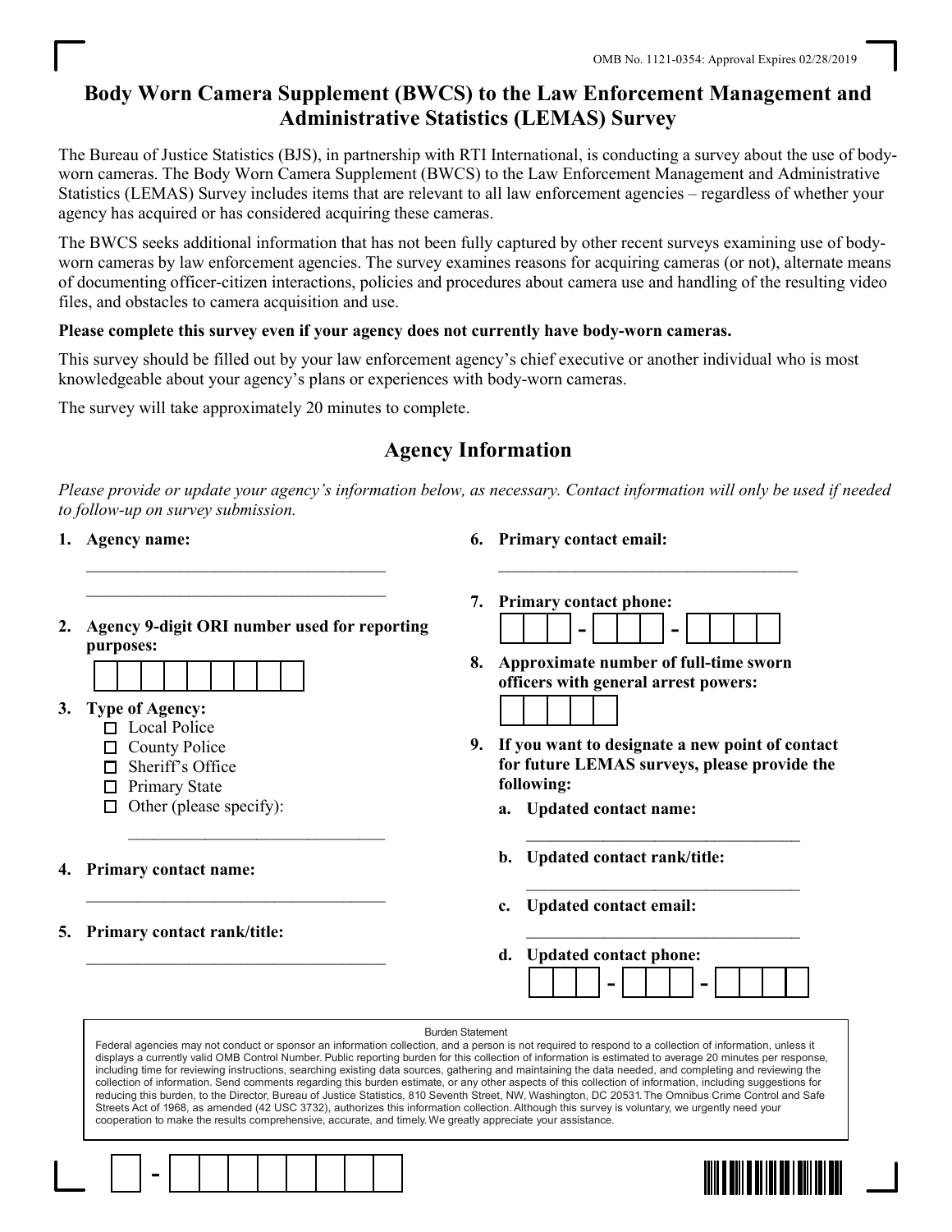OMB No. 1121-0354: Approval Expires 02/28/2019

# Body Worn Camera Supplement (BWCS) to the Law Enforcement Management and Administrative Statistics (LEMAS) Survey

The Bureau of Justice Statistics (BJS), in partnership with RTI International, is conducting a survey about the use of body-worn cameras. The Body Worn Camera Supplement (BWCS) to the Law Enforcement Management and Administrative Statistics (LEMAS) Survey includes items that are relevant to all law enforcement agencies – regardless of whether your agency has acquired or has considered acquiring these cameras.

The BWCS seeks additional information that has not been fully captured by other recent surveys examining use of body-worn cameras by law enforcement agencies. The survey examines reasons for acquiring cameras (or not), alternate means of documenting officer-citizen interactions, policies and procedures about camera use and handling of the resulting video files, and obstacles to camera acquisition and use.

**Please complete this survey even if your agency does not currently have body-worn cameras.**

This survey should be filled out by your law enforcement agency's chief executive or another individual who is most knowledgeable about your agency's plans or experiences with body-worn cameras.

The survey will take approximately 20 minutes to complete.

## Agency Information

*Please provide or update your agency's information below, as necessary. Contact information will only be used if needed to follow-up on survey submission.*

1. **Agency name:**
   ____________________________________
   ____________________________________

2. **Agency 9-digit ORI number used for reporting purposes:**
   [ ][ ][ ][ ][ ][ ][ ][ ][ ]

3. **Type of Agency:**
   - ☐ Local Police
   - ☐ County Police
   - ☐ Sheriff's Office
   - ☐ Primary State
   - ☐ Other (please specify): ______________________________

4. **Primary contact name:**
   ____________________________________

5. **Primary contact rank/title:**
   ____________________________________

6. **Primary contact email:**
   ____________________________________

7. **Primary contact phone:**
   [ ][ ][ ] - [ ][ ][ ] - [ ][ ][ ][ ]

8. **Approximate number of full-time sworn officers with general arrest powers:**
   [ ][ ][ ][ ][ ]

9. **If you want to designate a new point of contact for future LEMAS surveys, please provide the following:**
   - a. **Updated contact name:** ______________________________
   - b. **Updated contact rank/title:** ______________________________
   - c. **Updated contact email:** ______________________________
   - d. **Updated contact phone:** [ ][ ][ ] - [ ][ ][ ] - [ ][ ][ ][ ]

Burden Statement

Federal agencies may not conduct or sponsor an information collection, and a person is not required to respond to a collection of information, unless it displays a currently valid OMB Control Number. Public reporting burden for this collection of information is estimated to average 20 minutes per response, including time for reviewing instructions, searching existing data sources, gathering and maintaining the data needed, and completing and reviewing the collection of information. Send comments regarding this burden estimate, or any other aspects of this collection of information, including suggestions for reducing this burden, to the Director, Bureau of Justice Statistics, 810 Seventh Street, NW, Washington, DC 20531. The Omnibus Crime Control and Safe Streets Act of 1968, as amended (42 USC 3732), authorizes this information collection. Although this survey is voluntary, we urgently need your cooperation to make the results comprehensive, accurate, and timely. We greatly appreciate your assistance.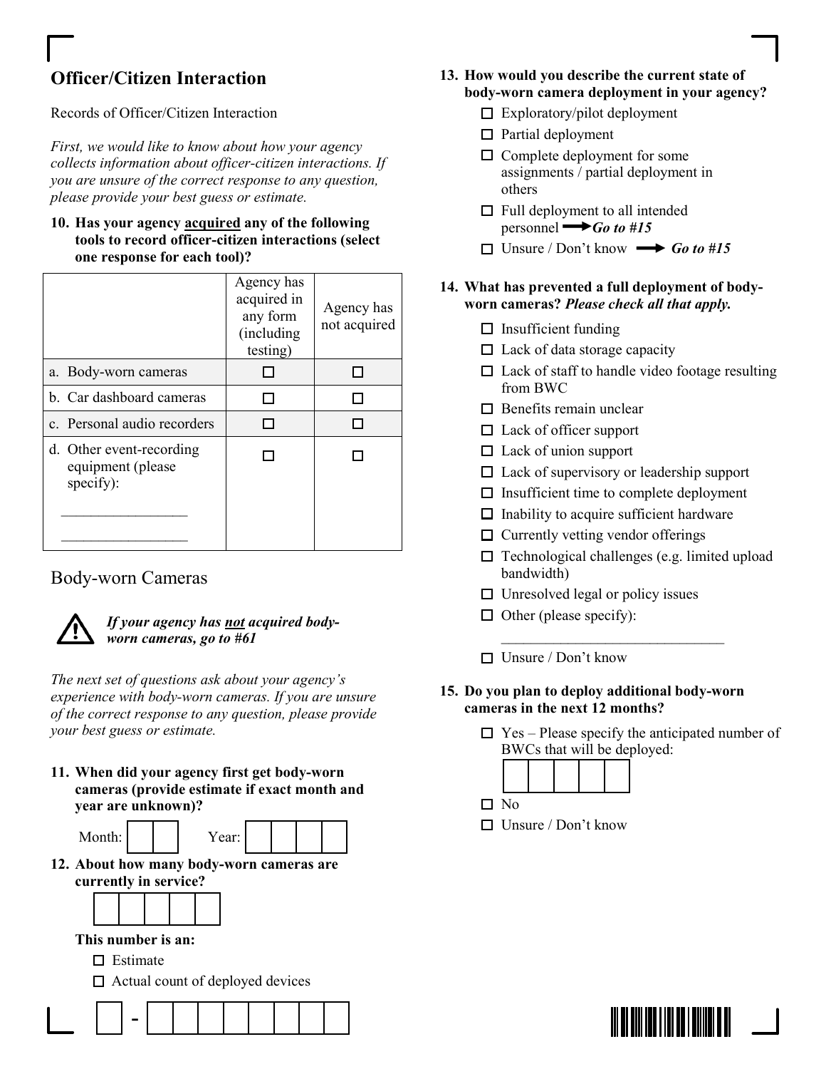## Officer/Citizen Interaction

Records of Officer/Citizen Interaction

*First, we would like to know about how your agency collects information about officer-citizen interactions. If you are unsure of the correct response to any question, please provide your best guess or estimate.*

**10. Has your agency acquired any of the following tools to record officer-citizen interactions (select one response for each tool)?**

| | Agency has acquired in any form (including testing) | Agency has not acquired |
|---|---|---|
| a. Body-worn cameras | ☐ | ☐ |
| b. Car dashboard cameras | ☐ | ☐ |
| c. Personal audio recorders | ☐ | ☐ |
| d. Other event-recording equipment (please specify): ________________ ________________ | ☐ | ☐ |

## Body-worn Cameras

⚠ ***If your agency has not acquired body-worn cameras, go to #61***

*The next set of questions ask about your agency's experience with body-worn cameras. If you are unsure of the correct response to any question, please provide your best guess or estimate.*

**11. When did your agency first get body-worn cameras (provide estimate if exact month and year are unknown)?**

Month: ☐☐ Year: ☐☐☐☐

**12. About how many body-worn cameras are currently in service?**

☐☐☐☐☐

**This number is an:**

- ☐ Estimate
- ☐ Actual count of deployed devices

**13. How would you describe the current state of body-worn camera deployment in your agency?**

- ☐ Exploratory/pilot deployment
- ☐ Partial deployment
- ☐ Complete deployment for some assignments / partial deployment in others
- ☐ Full deployment to all intended personnel → ***Go to #15***
- ☐ Unsure / Don't know → ***Go to #15***

**14. What has prevented a full deployment of body-worn cameras? *Please check all that apply.***

- ☐ Insufficient funding
- ☐ Lack of data storage capacity
- ☐ Lack of staff to handle video footage resulting from BWC
- ☐ Benefits remain unclear
- ☐ Lack of officer support
- ☐ Lack of union support
- ☐ Lack of supervisory or leadership support
- ☐ Insufficient time to complete deployment
- ☐ Inability to acquire sufficient hardware
- ☐ Currently vetting vendor offerings
- ☐ Technological challenges (e.g. limited upload bandwidth)
- ☐ Unresolved legal or policy issues
- ☐ Other (please specify): ______________________________
- ☐ Unsure / Don't know

**15. Do you plan to deploy additional body-worn cameras in the next 12 months?**

- ☐ Yes – Please specify the anticipated number of BWCs that will be deployed: ☐☐☐☐☐
- ☐ No
- ☐ Unsure / Don't know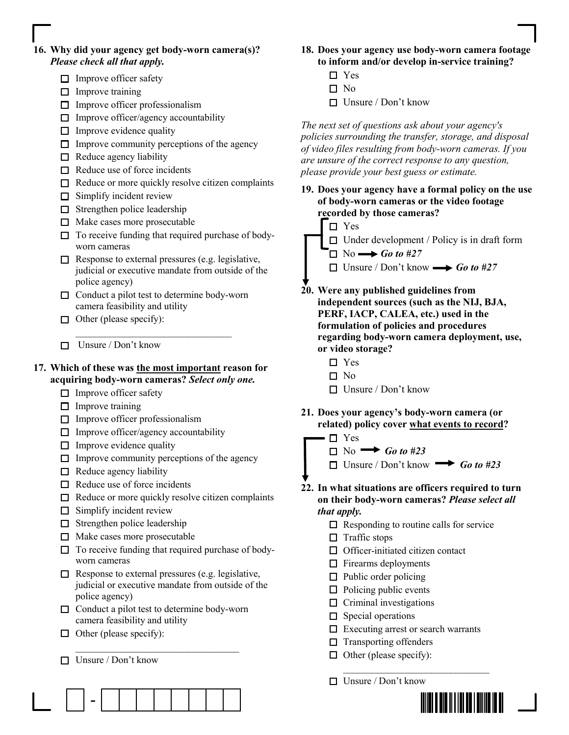**16. Why did your agency get body-worn camera(s)?** ***Please check all that apply.***

- ☐ Improve officer safety
- ☐ Improve training
- ☐ Improve officer professionalism
- ☐ Improve officer/agency accountability
- ☐ Improve evidence quality
- ☐ Improve community perceptions of the agency
- ☐ Reduce agency liability
- ☐ Reduce use of force incidents
- ☐ Reduce or more quickly resolve citizen complaints
- ☐ Simplify incident review
- ☐ Strengthen police leadership
- ☐ Make cases more prosecutable
- ☐ To receive funding that required purchase of body-worn cameras
- ☐ Response to external pressures (e.g. legislative, judicial or executive mandate from outside of the police agency)
- ☐ Conduct a pilot test to determine body-worn camera feasibility and utility
- ☐ Other (please specify): ________________________________
- ☐ Unsure / Don't know

**17. Which of these was the most important reason for acquiring body-worn cameras?** ***Select only one.***

- ☐ Improve officer safety
- ☐ Improve training
- ☐ Improve officer professionalism
- ☐ Improve officer/agency accountability
- ☐ Improve evidence quality
- ☐ Improve community perceptions of the agency
- ☐ Reduce agency liability
- ☐ Reduce use of force incidents
- ☐ Reduce or more quickly resolve citizen complaints
- ☐ Simplify incident review
- ☐ Strengthen police leadership
- ☐ Make cases more prosecutable
- ☐ To receive funding that required purchase of body-worn cameras
- ☐ Response to external pressures (e.g. legislative, judicial or executive mandate from outside of the police agency)
- ☐ Conduct a pilot test to determine body-worn camera feasibility and utility
- ☐ Other (please specify): ________________________________
- ☐ Unsure / Don't know

**18. Does your agency use body-worn camera footage to inform and/or develop in-service training?**

- ☐ Yes
- ☐ No
- ☐ Unsure / Don't know

*The next set of questions ask about your agency's policies surrounding the transfer, storage, and disposal of video files resulting from body-worn cameras. If you are unsure of the correct response to any question, please provide your best guess or estimate.*

**19. Does your agency have a formal policy on the use of body-worn cameras or the video footage recorded by those cameras?**

- ☐ Yes
- ☐ Under development / Policy is in draft form
- ☐ No → ***Go to #27***
- ☐ Unsure / Don't know → ***Go to #27***

**20. Were any published guidelines from independent sources (such as the NIJ, BJA, PERF, IACP, CALEA, etc.) used in the formulation of policies and procedures regarding body-worn camera deployment, use, or video storage?**

- ☐ Yes
- ☐ No
- ☐ Unsure / Don't know

**21. Does your agency's body-worn camera (or related) policy cover what events to record?**

- ☐ Yes
- ☐ No → ***Go to #23***
- ☐ Unsure / Don't know → ***Go to #23***

**22. In what situations are officers required to turn on their body-worn cameras?** ***Please select all that apply.***

- ☐ Responding to routine calls for service
- ☐ Traffic stops
- ☐ Officer-initiated citizen contact
- ☐ Firearms deployments
- ☐ Public order policing
- ☐ Policing public events
- ☐ Criminal investigations
- ☐ Special operations
- ☐ Executing arrest or search warrants
- ☐ Transporting offenders
- ☐ Other (please specify): ________________________________
- ☐ Unsure / Don't know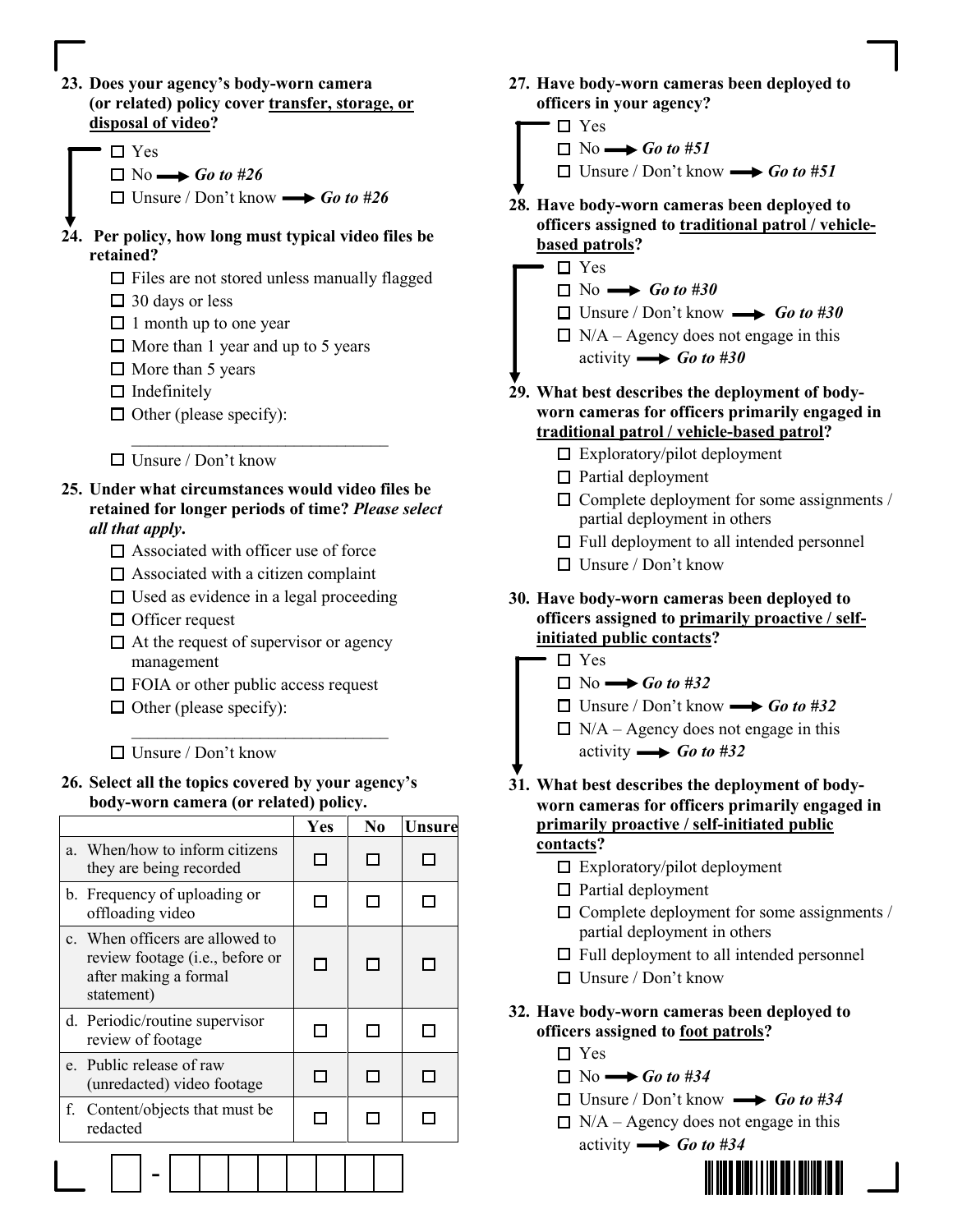**23. Does your agency's body-worn camera (or related) policy cover <u>transfer, storage, or disposal of video</u>?**

- ☐ Yes
- ☐ No → ***Go to #26***
- ☐ Unsure / Don't know → ***Go to #26***

**24. Per policy, how long must typical video files be retained?**

- ☐ Files are not stored unless manually flagged
- ☐ 30 days or less
- ☐ 1 month up to one year
- ☐ More than 1 year and up to 5 years
- ☐ More than 5 years
- ☐ Indefinitely
- ☐ Other (please specify): ____________________________
- ☐ Unsure / Don't know

**25. Under what circumstances would video files be retained for longer periods of time? *Please select all that apply*.**

- ☐ Associated with officer use of force
- ☐ Associated with a citizen complaint
- ☐ Used as evidence in a legal proceeding
- ☐ Officer request
- ☐ At the request of supervisor or agency management
- ☐ FOIA or other public access request
- ☐ Other (please specify): ____________________________
- ☐ Unsure / Don't know

**26. Select all the topics covered by your agency's body-worn camera (or related) policy.**

| | Yes | No | Unsure |
|---|---|---|---|
| a. When/how to inform citizens they are being recorded | ☐ | ☐ | ☐ |
| b. Frequency of uploading or offloading video | ☐ | ☐ | ☐ |
| c. When officers are allowed to review footage (i.e., before or after making a formal statement) | ☐ | ☐ | ☐ |
| d. Periodic/routine supervisor review of footage | ☐ | ☐ | ☐ |
| e. Public release of raw (unredacted) video footage | ☐ | ☐ | ☐ |
| f. Content/objects that must be redacted | ☐ | ☐ | ☐ |

**27. Have body-worn cameras been deployed to officers in your agency?**

- ☐ Yes
- ☐ No → ***Go to #51***
- ☐ Unsure / Don't know → ***Go to #51***

**28. Have body-worn cameras been deployed to officers assigned to <u>traditional patrol / vehicle-based patrols</u>?**

- ☐ Yes
- ☐ No → ***Go to #30***
- ☐ Unsure / Don't know → ***Go to #30***
- ☐ N/A – Agency does not engage in this activity → ***Go to #30***

**29. What best describes the deployment of body-worn cameras for officers primarily engaged in <u>traditional patrol / vehicle-based patrol</u>?**

- ☐ Exploratory/pilot deployment
- ☐ Partial deployment
- ☐ Complete deployment for some assignments / partial deployment in others
- ☐ Full deployment to all intended personnel
- ☐ Unsure / Don't know

**30. Have body-worn cameras been deployed to officers assigned to <u>primarily proactive / self-initiated public contacts</u>?**

- ☐ Yes
- ☐ No → ***Go to #32***
- ☐ Unsure / Don't know → ***Go to #32***
- ☐ N/A – Agency does not engage in this activity → ***Go to #32***

**31. What best describes the deployment of body-worn cameras for officers primarily engaged in <u>primarily proactive / self-initiated public contacts</u>?**

- ☐ Exploratory/pilot deployment
- ☐ Partial deployment
- ☐ Complete deployment for some assignments / partial deployment in others
- ☐ Full deployment to all intended personnel
- ☐ Unsure / Don't know

**32. Have body-worn cameras been deployed to officers assigned to <u>foot patrols</u>?**

- ☐ Yes
- ☐ No → ***Go to #34***
- ☐ Unsure / Don't know → ***Go to #34***
- ☐ N/A – Agency does not engage in this activity → ***Go to #34***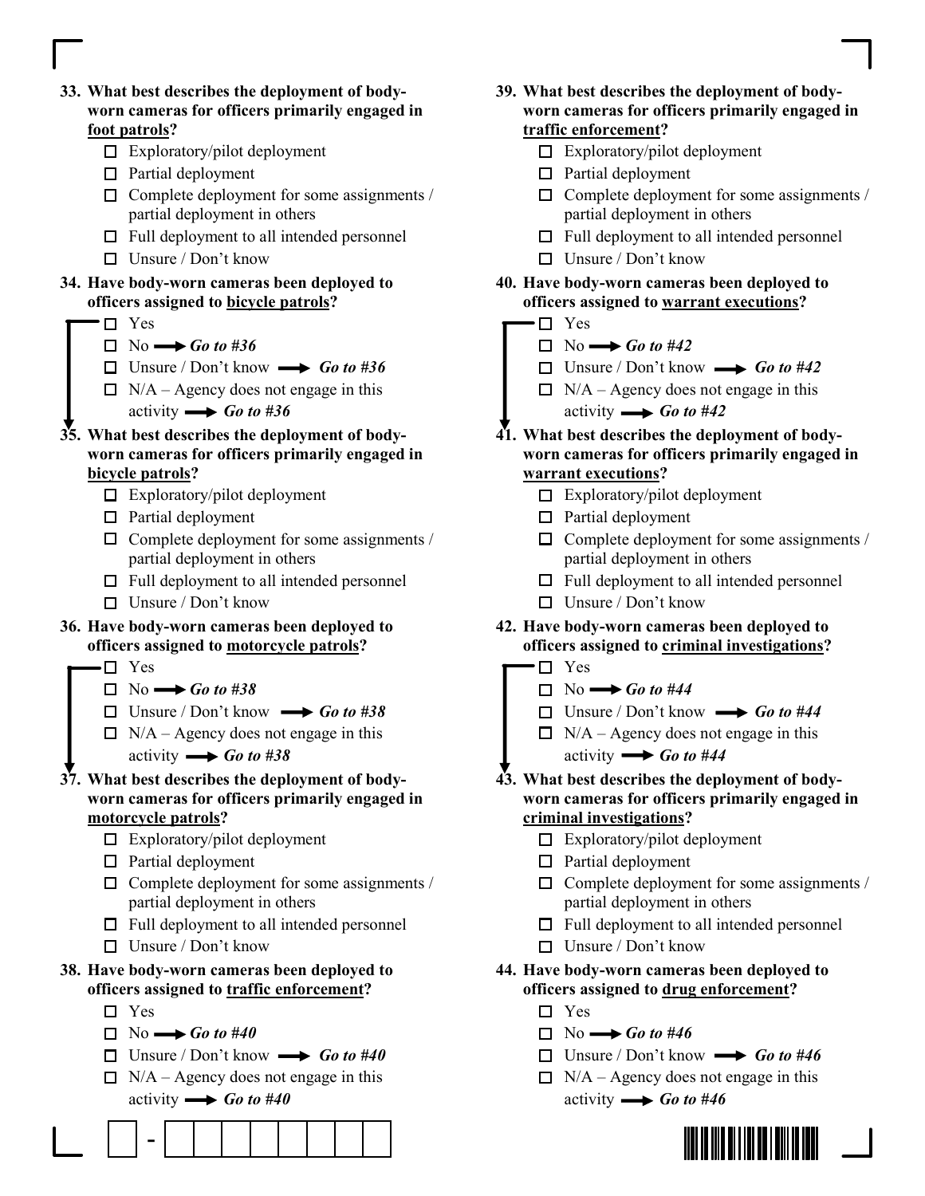**33. What best describes the deployment of body-worn cameras for officers primarily engaged in <u>foot patrols</u>?**

- ☐ Exploratory/pilot deployment
- ☐ Partial deployment
- ☐ Complete deployment for some assignments / partial deployment in others
- ☐ Full deployment to all intended personnel
- ☐ Unsure / Don't know

**34. Have body-worn cameras been deployed to officers assigned to <u>bicycle patrols</u>?**

- ☐ Yes
- ☐ No → ***Go to #36***
- ☐ Unsure / Don't know → ***Go to #36***
- ☐ N/A – Agency does not engage in this activity → ***Go to #36***

**35. What best describes the deployment of body-worn cameras for officers primarily engaged in <u>bicycle patrols</u>?**

- ☐ Exploratory/pilot deployment
- ☐ Partial deployment
- ☐ Complete deployment for some assignments / partial deployment in others
- ☐ Full deployment to all intended personnel
- ☐ Unsure / Don't know

**36. Have body-worn cameras been deployed to officers assigned to <u>motorcycle patrols</u>?**

- ☐ Yes
- ☐ No → ***Go to #38***
- ☐ Unsure / Don't know → ***Go to #38***
- ☐ N/A – Agency does not engage in this activity → ***Go to #38***

**37. What best describes the deployment of body-worn cameras for officers primarily engaged in <u>motorcycle patrols</u>?**

- ☐ Exploratory/pilot deployment
- ☐ Partial deployment
- ☐ Complete deployment for some assignments / partial deployment in others
- ☐ Full deployment to all intended personnel
- ☐ Unsure / Don't know

**38. Have body-worn cameras been deployed to officers assigned to <u>traffic enforcement</u>?**

- ☐ Yes
- ☐ No → ***Go to #40***
- ☐ Unsure / Don't know → ***Go to #40***
- ☐ N/A – Agency does not engage in this activity → ***Go to #40***

**39. What best describes the deployment of body-worn cameras for officers primarily engaged in <u>traffic enforcement</u>?**

- ☐ Exploratory/pilot deployment
- ☐ Partial deployment
- ☐ Complete deployment for some assignments / partial deployment in others
- ☐ Full deployment to all intended personnel
- ☐ Unsure / Don't know

**40. Have body-worn cameras been deployed to officers assigned to <u>warrant executions</u>?**

- ☐ Yes
- ☐ No → ***Go to #42***
- ☐ Unsure / Don't know → ***Go to #42***
- ☐ N/A – Agency does not engage in this activity → ***Go to #42***

**41. What best describes the deployment of body-worn cameras for officers primarily engaged in <u>warrant executions</u>?**

- ☐ Exploratory/pilot deployment
- ☐ Partial deployment
- ☐ Complete deployment for some assignments / partial deployment in others
- ☐ Full deployment to all intended personnel
- ☐ Unsure / Don't know

**42. Have body-worn cameras been deployed to officers assigned to <u>criminal investigations</u>?**

- ☐ Yes
- ☐ No → ***Go to #44***
- ☐ Unsure / Don't know → ***Go to #44***
- ☐ N/A – Agency does not engage in this activity → ***Go to #44***

**43. What best describes the deployment of body-worn cameras for officers primarily engaged in <u>criminal investigations</u>?**

- ☐ Exploratory/pilot deployment
- ☐ Partial deployment
- ☐ Complete deployment for some assignments / partial deployment in others
- ☐ Full deployment to all intended personnel
- ☐ Unsure / Don't know

**44. Have body-worn cameras been deployed to officers assigned to <u>drug enforcement</u>?**

- ☐ Yes
- ☐ No → ***Go to #46***
- ☐ Unsure / Don't know → ***Go to #46***
- ☐ N/A – Agency does not engage in this activity → ***Go to #46***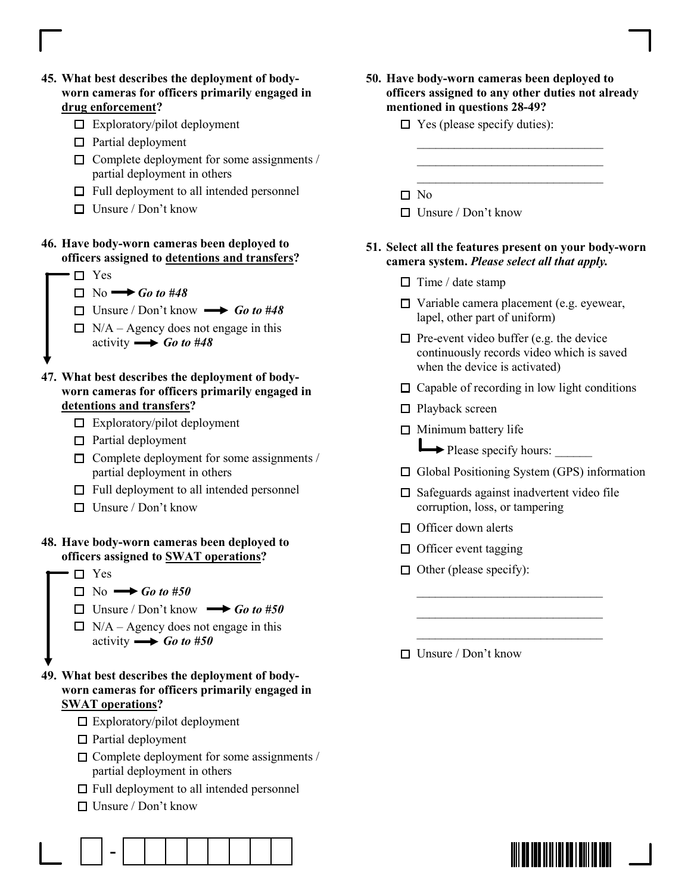**45. What best describes the deployment of body-worn cameras for officers primarily engaged in <u>drug enforcement</u>?**

- ☐ Exploratory/pilot deployment
- ☐ Partial deployment
- ☐ Complete deployment for some assignments / partial deployment in others
- ☐ Full deployment to all intended personnel
- ☐ Unsure / Don't know

**46. Have body-worn cameras been deployed to officers assigned to <u>detentions and transfers</u>?**

- ☐ Yes
- ☐ No → ***Go to #48***
- ☐ Unsure / Don't know → ***Go to #48***
- ☐ N/A – Agency does not engage in this activity → ***Go to #48***

**47. What best describes the deployment of body-worn cameras for officers primarily engaged in <u>detentions and transfers</u>?**

- ☐ Exploratory/pilot deployment
- ☐ Partial deployment
- ☐ Complete deployment for some assignments / partial deployment in others
- ☐ Full deployment to all intended personnel
- ☐ Unsure / Don't know

**48. Have body-worn cameras been deployed to officers assigned to <u>SWAT operations</u>?**

- ☐ Yes
- ☐ No → ***Go to #50***
- ☐ Unsure / Don't know → ***Go to #50***
- ☐ N/A – Agency does not engage in this activity → ***Go to #50***

**49. What best describes the deployment of body-worn cameras for officers primarily engaged in <u>SWAT operations</u>?**

- ☐ Exploratory/pilot deployment
- ☐ Partial deployment
- ☐ Complete deployment for some assignments / partial deployment in others
- ☐ Full deployment to all intended personnel
- ☐ Unsure / Don't know

**50. Have body-worn cameras been deployed to officers assigned to any other duties not already mentioned in questions 28-49?**

- ☐ Yes (please specify duties):
  ______________________________
  ______________________________
  ______________________________
- ☐ No
- ☐ Unsure / Don't know

**51. Select all the features present on your body-worn camera system. *Please select all that apply.***

- ☐ Time / date stamp
- ☐ Variable camera placement (e.g. eyewear, lapel, other part of uniform)
- ☐ Pre-event video buffer (e.g. the device continuously records video which is saved when the device is activated)
- ☐ Capable of recording in low light conditions
- ☐ Playback screen
- ☐ Minimum battery life
  → Please specify hours: ______
- ☐ Global Positioning System (GPS) information
- ☐ Safeguards against inadvertent video file corruption, loss, or tampering
- ☐ Officer down alerts
- ☐ Officer event tagging
- ☐ Other (please specify):
  ______________________________
  ______________________________
  ______________________________
- ☐ Unsure / Don't know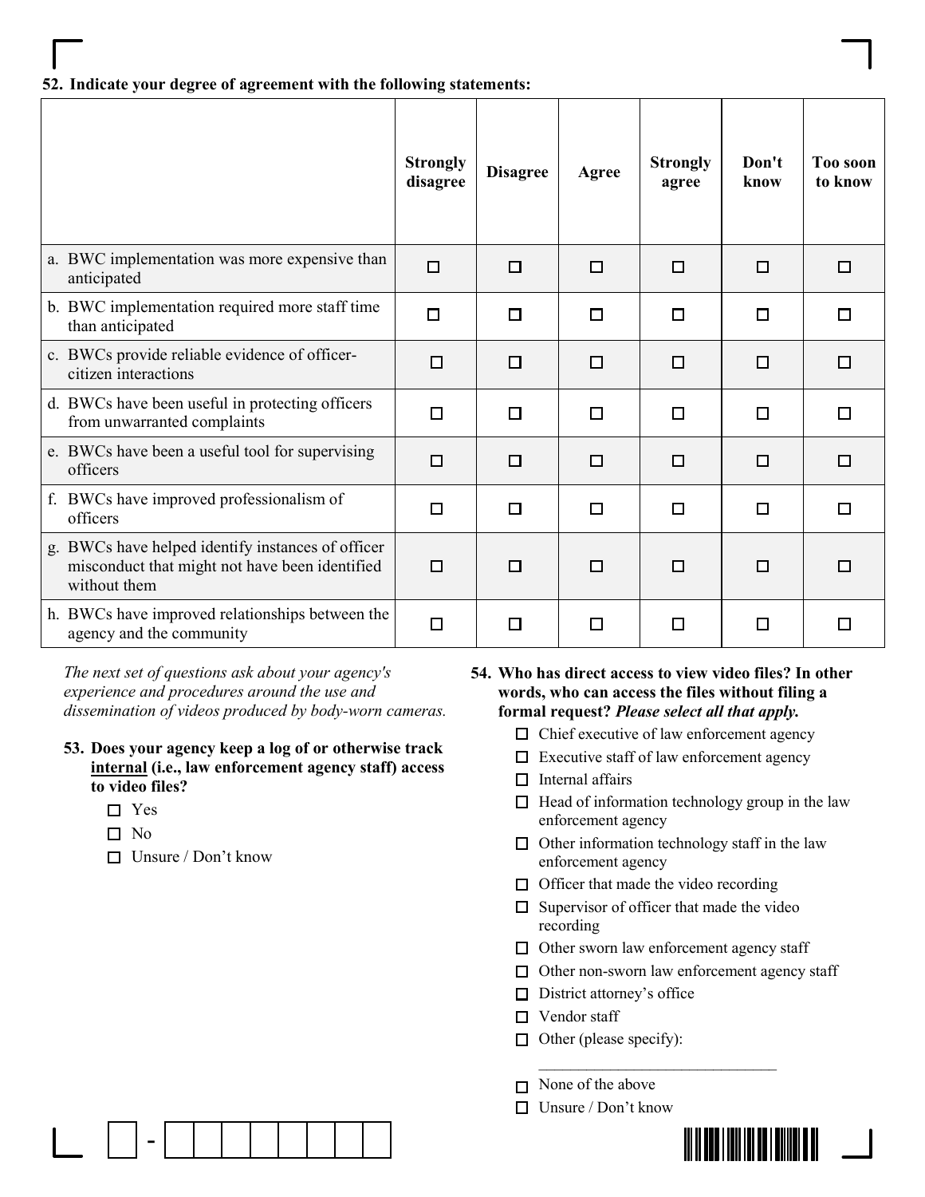**52. Indicate your degree of agreement with the following statements:**

| | Strongly disagree | Disagree | Agree | Strongly agree | Don't know | Too soon to know |
|---|---|---|---|---|---|---|
| a. BWC implementation was more expensive than anticipated | ☐ | ☐ | ☐ | ☐ | ☐ | ☐ |
| b. BWC implementation required more staff time than anticipated | ☐ | ☐ | ☐ | ☐ | ☐ | ☐ |
| c. BWCs provide reliable evidence of officer-citizen interactions | ☐ | ☐ | ☐ | ☐ | ☐ | ☐ |
| d. BWCs have been useful in protecting officers from unwarranted complaints | ☐ | ☐ | ☐ | ☐ | ☐ | ☐ |
| e. BWCs have been a useful tool for supervising officers | ☐ | ☐ | ☐ | ☐ | ☐ | ☐ |
| f. BWCs have improved professionalism of officers | ☐ | ☐ | ☐ | ☐ | ☐ | ☐ |
| g. BWCs have helped identify instances of officer misconduct that might not have been identified without them | ☐ | ☐ | ☐ | ☐ | ☐ | ☐ |
| h. BWCs have improved relationships between the agency and the community | ☐ | ☐ | ☐ | ☐ | ☐ | ☐ |

*The next set of questions ask about your agency's experience and procedures around the use and dissemination of videos produced by body-worn cameras.*

**53. Does your agency keep a log of or otherwise track internal (i.e., law enforcement agency staff) access to video files?**

- ☐ Yes
- ☐ No
- ☐ Unsure / Don't know

**54. Who has direct access to view video files? In other words, who can access the files without filing a formal request? *Please select all that apply.***

- ☐ Chief executive of law enforcement agency
- ☐ Executive staff of law enforcement agency
- ☐ Internal affairs
- ☐ Head of information technology group in the law enforcement agency
- ☐ Other information technology staff in the law enforcement agency
- ☐ Officer that made the video recording
- ☐ Supervisor of officer that made the video recording
- ☐ Other sworn law enforcement agency staff
- ☐ Other non-sworn law enforcement agency staff
- ☐ District attorney's office
- ☐ Vendor staff
- ☐ Other (please specify): ______________________________
- ☐ None of the above
- ☐ Unsure / Don't know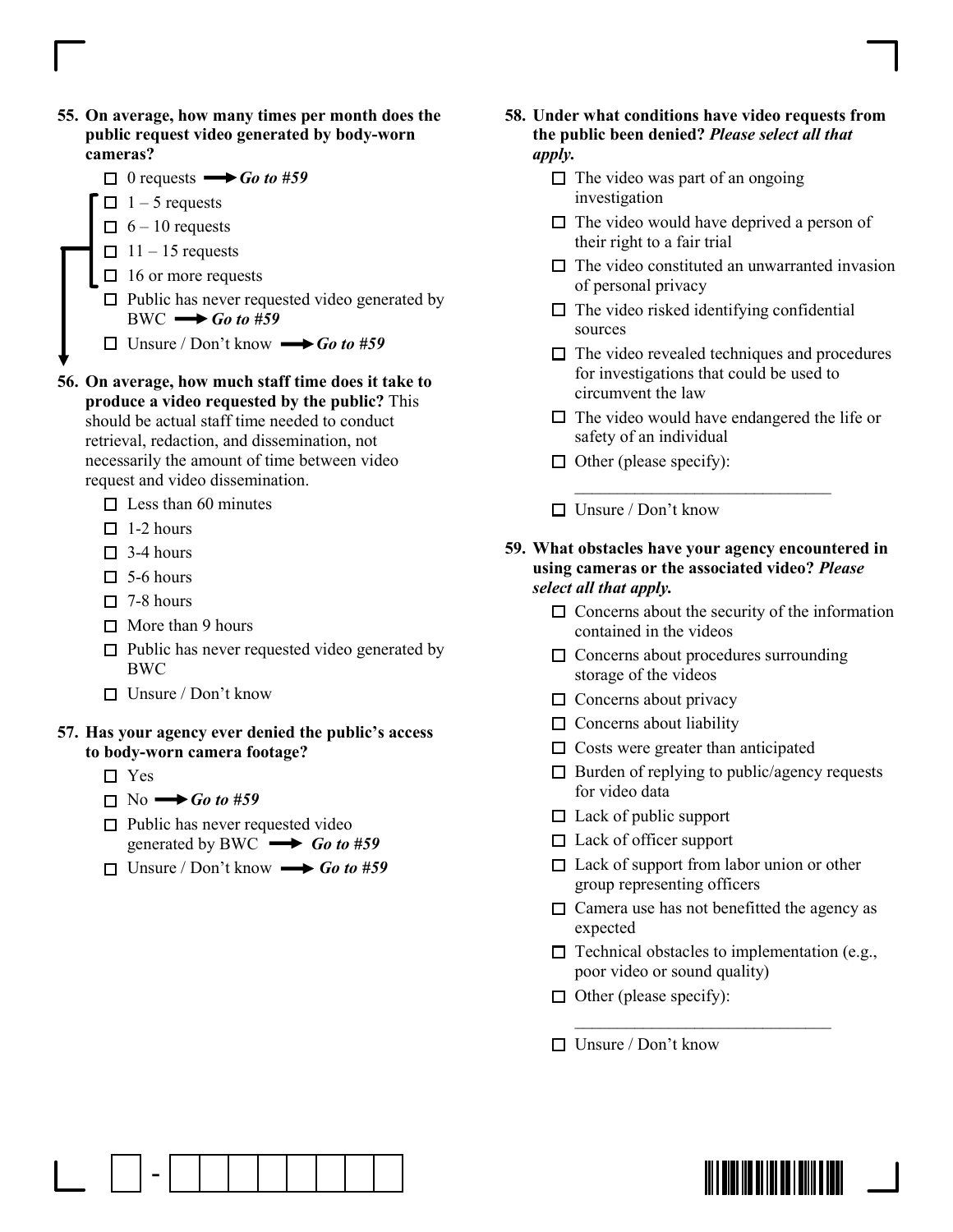**55. On average, how many times per month does the public request video generated by body-worn cameras?**

- ☐ 0 requests → ***Go to #59***
- ☐ 1 – 5 requests
- ☐ 6 – 10 requests
- ☐ 11 – 15 requests
- ☐ 16 or more requests
- ☐ Public has never requested video generated by BWC → ***Go to #59***
- ☐ Unsure / Don't know → ***Go to #59***

**56. On average, how much staff time does it take to produce a video requested by the public?** This should be actual staff time needed to conduct retrieval, redaction, and dissemination, not necessarily the amount of time between video request and video dissemination.

- ☐ Less than 60 minutes
- ☐ 1-2 hours
- ☐ 3-4 hours
- ☐ 5-6 hours
- ☐ 7-8 hours
- ☐ More than 9 hours
- ☐ Public has never requested video generated by BWC
- ☐ Unsure / Don't know

**57. Has your agency ever denied the public's access to body-worn camera footage?**

- ☐ Yes
- ☐ No → ***Go to #59***
- ☐ Public has never requested video generated by BWC → ***Go to #59***
- ☐ Unsure / Don't know → ***Go to #59***

**58. Under what conditions have video requests from the public been denied? *Please select all that apply.***

- ☐ The video was part of an ongoing investigation
- ☐ The video would have deprived a person of their right to a fair trial
- ☐ The video constituted an unwarranted invasion of personal privacy
- ☐ The video risked identifying confidential sources
- ☐ The video revealed techniques and procedures for investigations that could be used to circumvent the law
- ☐ The video would have endangered the life or safety of an individual
- ☐ Other (please specify): ______________________________
- ☐ Unsure / Don't know

**59. What obstacles have your agency encountered in using cameras or the associated video? *Please select all that apply.***

- ☐ Concerns about the security of the information contained in the videos
- ☐ Concerns about procedures surrounding storage of the videos
- ☐ Concerns about privacy
- ☐ Concerns about liability
- ☐ Costs were greater than anticipated
- ☐ Burden of replying to public/agency requests for video data
- ☐ Lack of public support
- ☐ Lack of officer support
- ☐ Lack of support from labor union or other group representing officers
- ☐ Camera use has not benefitted the agency as expected
- ☐ Technical obstacles to implementation (e.g., poor video or sound quality)
- ☐ Other (please specify): ______________________________
- ☐ Unsure / Don't know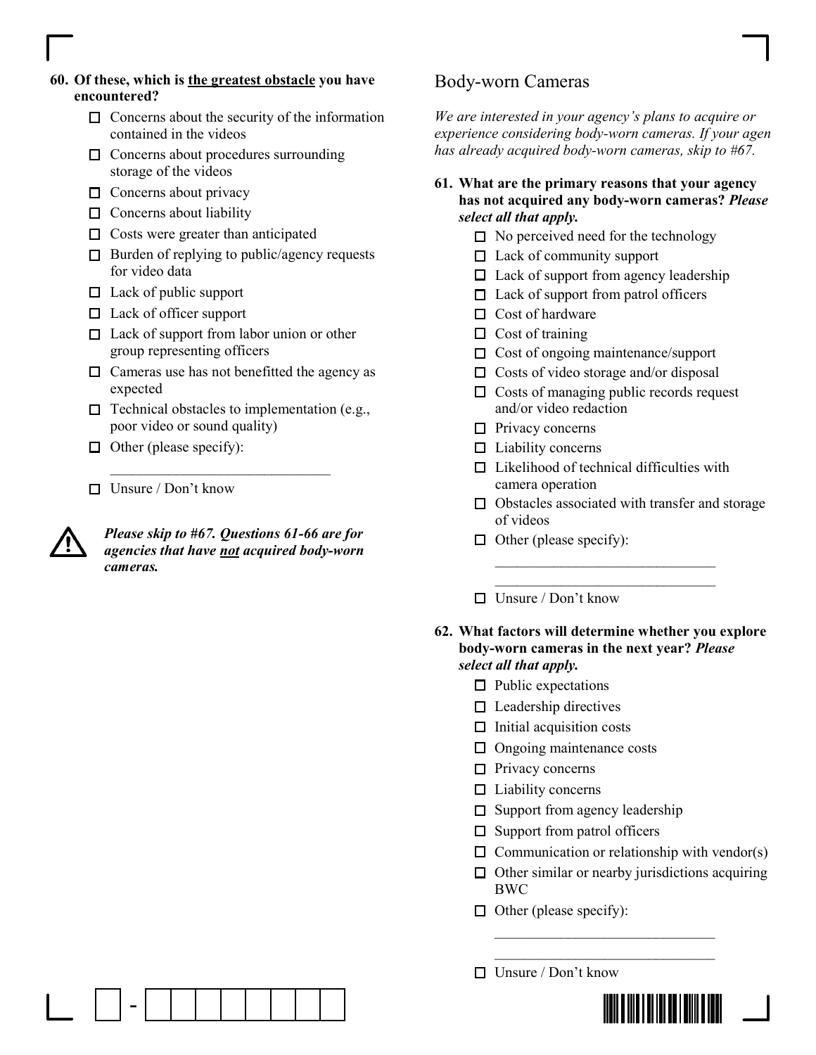**60. Of these, which is <u>the greatest obstacle</u> you have encountered?**

- ☐ Concerns about the security of the information contained in the videos
- ☐ Concerns about procedures surrounding storage of the videos
- ☐ Concerns about privacy
- ☐ Concerns about liability
- ☐ Costs were greater than anticipated
- ☐ Burden of replying to public/agency requests for video data
- ☐ Lack of public support
- ☐ Lack of officer support
- ☐ Lack of support from labor union or other group representing officers
- ☐ Cameras use has not benefitted the agency as expected
- ☐ Technical obstacles to implementation (e.g., poor video or sound quality)
- ☐ Other (please specify): ______________________________
- ☐ Unsure / Don't know

⚠ ***Please skip to #67. Questions 61-66 are for agencies that have <u>not</u> acquired body-worn cameras.***

## Body-worn Cameras

*We are interested in your agency's plans to acquire or experience considering body-worn cameras. If your agen has already acquired body-worn cameras, skip to #67.*

**61. What are the primary reasons that your agency has not acquired any body-worn cameras? *Please select all that apply.***

- ☐ No perceived need for the technology
- ☐ Lack of community support
- ☐ Lack of support from agency leadership
- ☐ Lack of support from patrol officers
- ☐ Cost of hardware
- ☐ Cost of training
- ☐ Cost of ongoing maintenance/support
- ☐ Costs of video storage and/or disposal
- ☐ Costs of managing public records request and/or video redaction
- ☐ Privacy concerns
- ☐ Liability concerns
- ☐ Likelihood of technical difficulties with camera operation
- ☐ Obstacles associated with transfer and storage of videos
- ☐ Other (please specify): ______________________________ ______________________________
- ☐ Unsure / Don't know

**62. What factors will determine whether you explore body-worn cameras in the next year? *Please select all that apply.***

- ☐ Public expectations
- ☐ Leadership directives
- ☐ Initial acquisition costs
- ☐ Ongoing maintenance costs
- ☐ Privacy concerns
- ☐ Liability concerns
- ☐ Support from agency leadership
- ☐ Support from patrol officers
- ☐ Communication or relationship with vendor(s)
- ☐ Other similar or nearby jurisdictions acquiring BWC
- ☐ Other (please specify): ______________________________ ______________________________
- ☐ Unsure / Don't know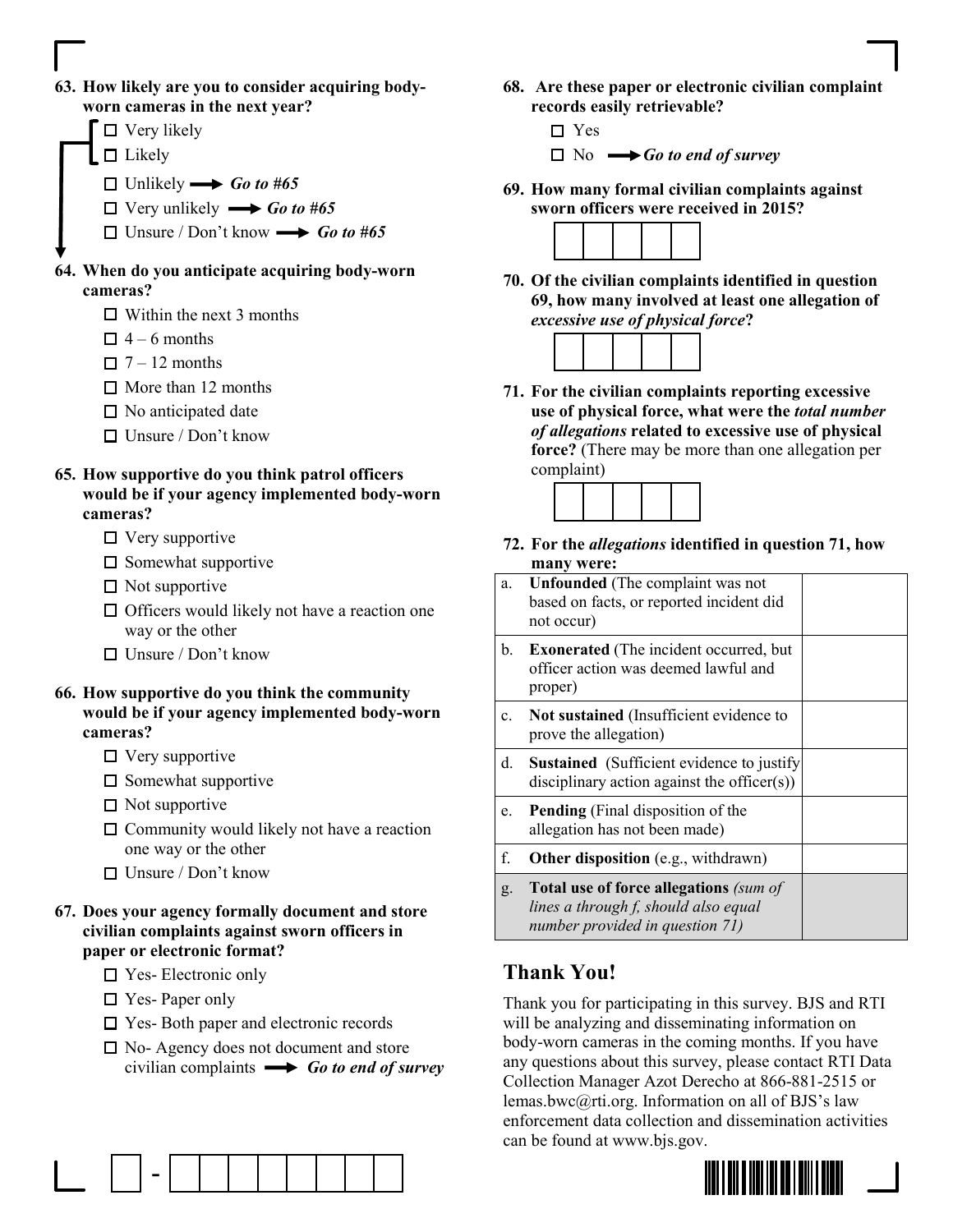**63. How likely are you to consider acquiring body-worn cameras in the next year?**

- ☐ Very likely
- ☐ Likely
- ☐ Unlikely → ***Go to #65***
- ☐ Very unlikely → ***Go to #65***
- ☐ Unsure / Don't know → ***Go to #65***

**64. When do you anticipate acquiring body-worn cameras?**

- ☐ Within the next 3 months
- ☐ 4 – 6 months
- ☐ 7 – 12 months
- ☐ More than 12 months
- ☐ No anticipated date
- ☐ Unsure / Don't know

**65. How supportive do you think patrol officers would be if your agency implemented body-worn cameras?**

- ☐ Very supportive
- ☐ Somewhat supportive
- ☐ Not supportive
- ☐ Officers would likely not have a reaction one way or the other
- ☐ Unsure / Don't know

**66. How supportive do you think the community would be if your agency implemented body-worn cameras?**

- ☐ Very supportive
- ☐ Somewhat supportive
- ☐ Not supportive
- ☐ Community would likely not have a reaction one way or the other
- ☐ Unsure / Don't know

**67. Does your agency formally document and store civilian complaints against sworn officers in paper or electronic format?**

- ☐ Yes- Electronic only
- ☐ Yes- Paper only
- ☐ Yes- Both paper and electronic records
- ☐ No- Agency does not document and store civilian complaints → ***Go to end of survey***

**68. Are these paper or electronic civilian complaint records easily retrievable?**

- ☐ Yes
- ☐ No → ***Go to end of survey***

**69. How many formal civilian complaints against sworn officers were received in 2015?**

☐☐☐☐☐

**70. Of the civilian complaints identified in question 69, how many involved at least one allegation of *excessive use of physical force*?**

☐☐☐☐☐

**71. For the civilian complaints reporting excessive use of physical force, what were the *total number of allegations* related to excessive use of physical force?** (There may be more than one allegation per complaint)

☐☐☐☐☐

**72. For the *allegations* identified in question 71, how many were:**

| | | |
|---|---|---|
| a. | **Unfounded** (The complaint was not based on facts, or reported incident did not occur) | |
| b. | **Exonerated** (The incident occurred, but officer action was deemed lawful and proper) | |
| c. | **Not sustained** (Insufficient evidence to prove the allegation) | |
| d. | **Sustained** (Sufficient evidence to justify disciplinary action against the officer(s)) | |
| e. | **Pending** (Final disposition of the allegation has not been made) | |
| f. | **Other disposition** (e.g., withdrawn) | |
| g. | **Total use of force allegations** *(sum of lines a through f, should also equal number provided in question 71)* | |

## Thank You!

Thank you for participating in this survey. BJS and RTI will be analyzing and disseminating information on body-worn cameras in the coming months. If you have any questions about this survey, please contact RTI Data Collection Manager Azot Derecho at 866-881-2515 or lemas.bwc@rti.org. Information on all of BJS's law enforcement data collection and dissemination activities can be found at www.bjs.gov.